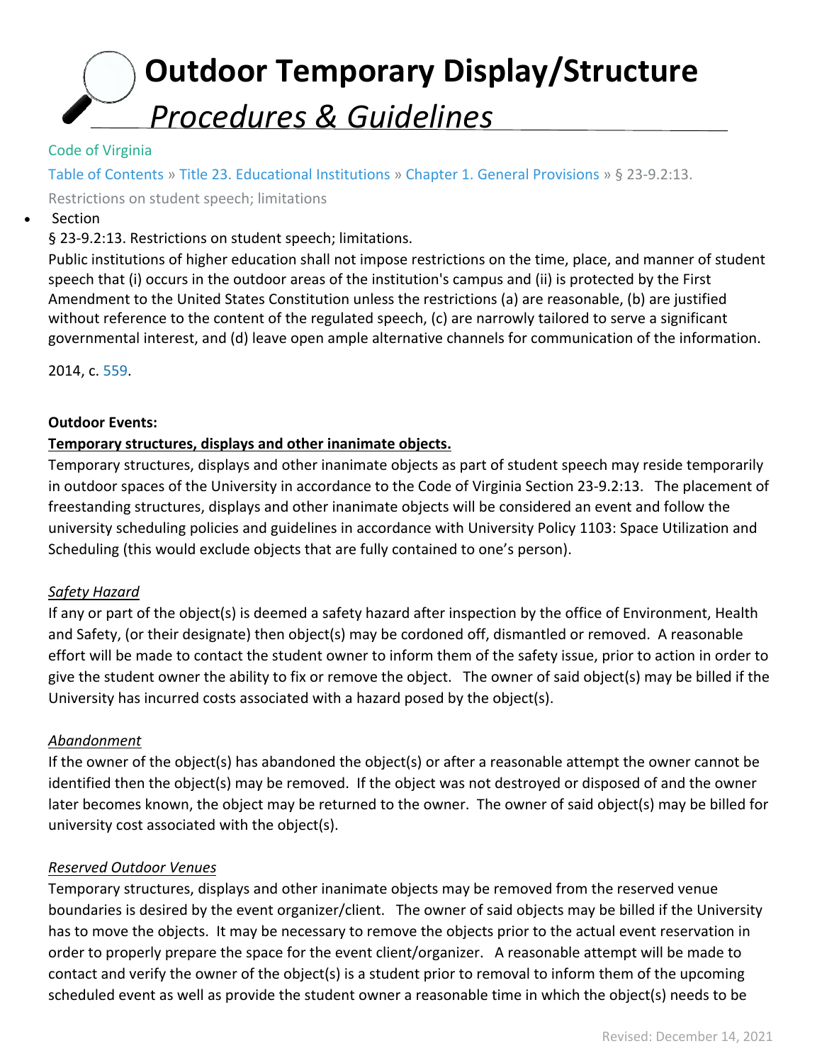# Outdoor Temporary Display/Structure

## *Procedures & Guidelines*

Code of Virginia

Table of Contents » Title 23. Educational Institutions » Chapter 1. General Provisions » § 23-9.2:13. Restrictions on student speech; limitations

- Section

§ 23-9.2:13. Restrictions on student speech; limitations.

Public institutions of higher education shall not impose restrictions on the time, place, and manner of student speech that (i) occurs in the outdoor areas of the institution's campus and (ii) is protected by the First Amendment to the United States Constitution unless the restrictions (a) are reasonable, (b) are justified without reference to the content of the regulated speech, (c) are narrowly tailored to serve a significant governmental interest, and (d) leave open ample alternative channels for communication of the information.

2014, c. 559.

**Outdoor Events:**

**<u>Temporary structures, displays and other inanimate objects.</u>**

Temporary structures, displays and other inanimate objects as part of student speech may reside temporarily in outdoor spaces of the University in accordance to the Code of Virginia Section 23-9.2:13. The placement of freestanding structures, displays and other inanimate objects will be considered an event and follow the university scheduling policies and guidelines in accordance with University Policy 1103: Space Utilization and Scheduling (this would exclude objects that are fully contained to one's person).

*<u>Safety Hazard</u>*

If any or part of the object(s) is deemed a safety hazard after inspection by the office of Environment, Health and Safety, (or their designate) then object(s) may be cordoned off, dismantled or removed. A reasonable effort will be made to contact the student owner to inform them of the safety issue, prior to action in order to give the student owner the ability to fix or remove the object. The owner of said object(s) may be billed if the University has incurred costs associated with a hazard posed by the object(s).

*<u>Abandonment</u>*

If the owner of the object(s) has abandoned the object(s) or after a reasonable attempt the owner cannot be identified then the object(s) may be removed. If the object was not destroyed or disposed of and the owner later becomes known, the object may be returned to the owner. The owner of said object(s) may be billed for university cost associated with the object(s).

*<u>Reserved Outdoor Venues</u>*

Temporary structures, displays and other inanimate objects may be removed from the reserved venue boundaries is desired by the event organizer/client. The owner of said objects may be billed if the University has to move the objects. It may be necessary to remove the objects prior to the actual event reservation in order to properly prepare the space for the event client/organizer. A reasonable attempt will be made to contact and verify the owner of the object(s) is a student prior to removal to inform them of the upcoming scheduled event as well as provide the student owner a reasonable time in which the object(s) needs to be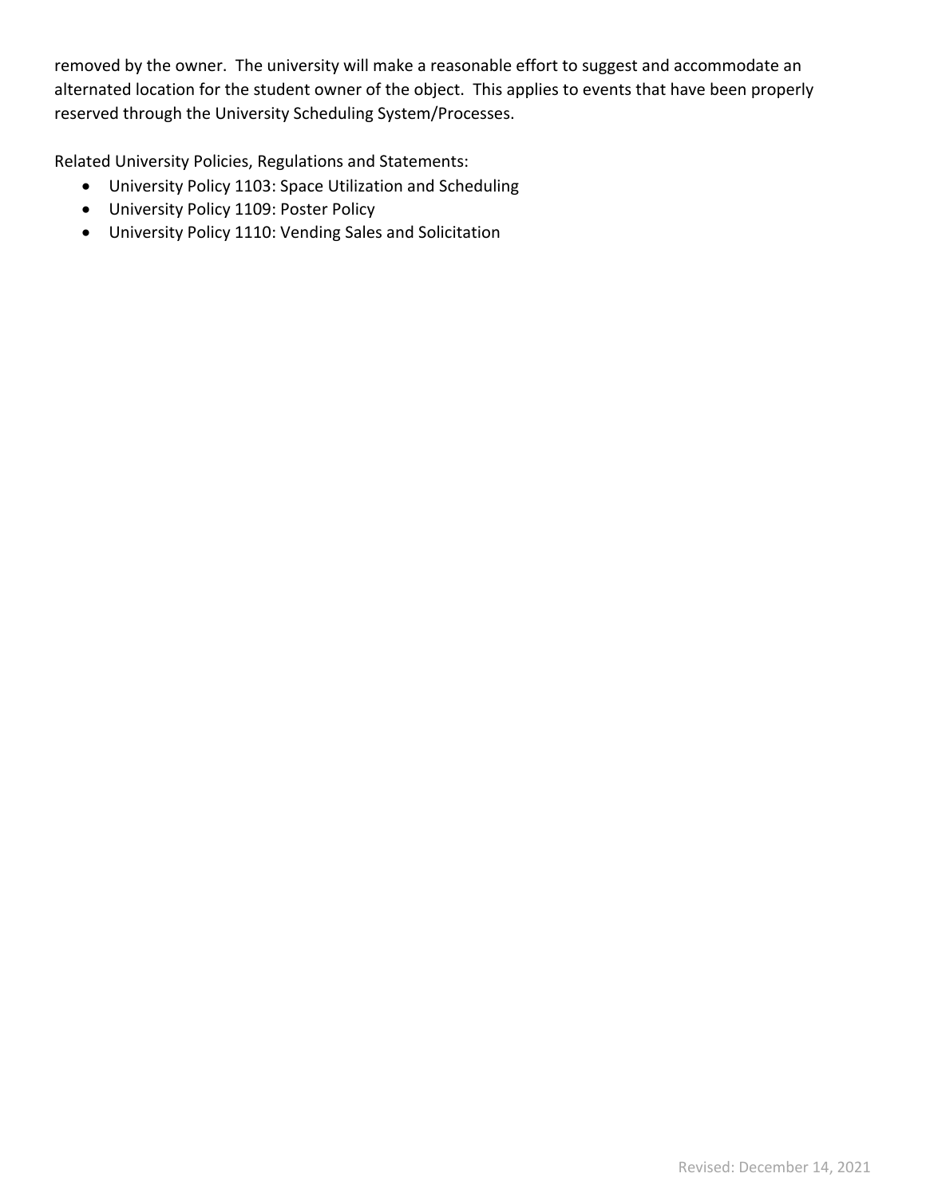removed by the owner. The university will make a reasonable effort to suggest and accommodate an alternated location for the student owner of the object. This applies to events that have been properly reserved through the University Scheduling System/Processes.

Related University Policies, Regulations and Statements:

- University Policy 1103: Space Utilization and Scheduling
- University Policy 1109: Poster Policy
- University Policy 1110: Vending Sales and Solicitation

Revised: December 14, 2021